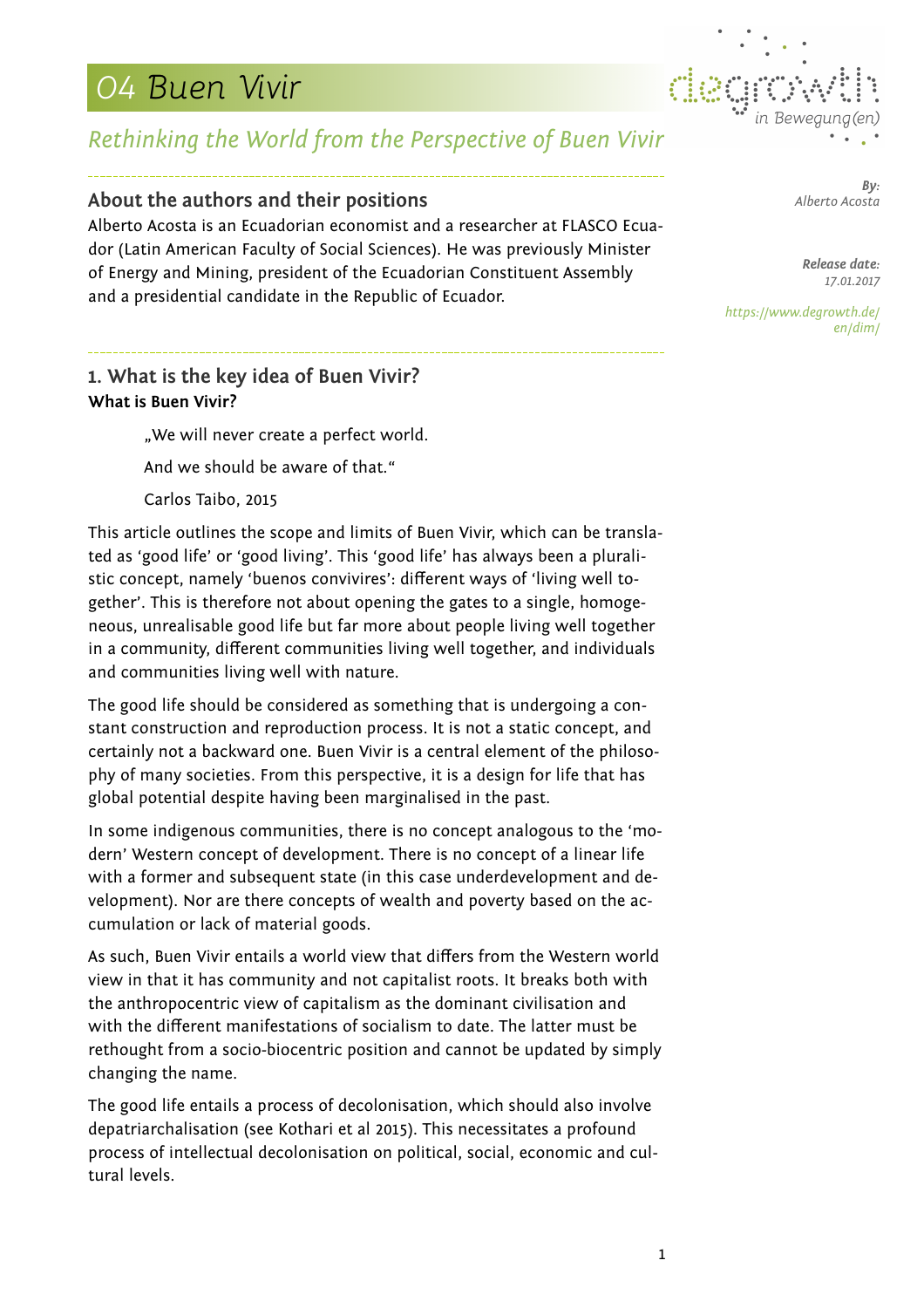# 04 Buen Vivir

## Rethinking the World from the Perspective of Buen Vivir

*By:*
*Alberto Acosta*

*Release date:*
*17.01.2017*

*https://www.degrowth.de/en/dim/*

### About the authors and their positions

Alberto Acosta is an Ecuadorian economist and a researcher at FLASCO Ecuador (Latin American Faculty of Social Sciences). He was previously Minister of Energy and Mining, president of the Ecuadorian Constituent Assembly and a presidential candidate in the Republic of Ecuador.

### 1. What is the key idea of Buen Vivir?

**What is Buen Vivir?**

> „We will never create a perfect world.
>
> And we should be aware of that."
>
> Carlos Taibo, 2015

This article outlines the scope and limits of Buen Vivir, which can be translated as 'good life' or 'good living'. This 'good life' has always been a pluralistic concept, namely 'buenos convivires': different ways of 'living well together'. This is therefore not about opening the gates to a single, homogeneous, unrealisable good life but far more about people living well together in a community, different communities living well together, and individuals and communities living well with nature.

The good life should be considered as something that is undergoing a constant construction and reproduction process. It is not a static concept, and certainly not a backward one. Buen Vivir is a central element of the philosophy of many societies. From this perspective, it is a design for life that has global potential despite having been marginalised in the past.

In some indigenous communities, there is no concept analogous to the 'modern' Western concept of development. There is no concept of a linear life with a former and subsequent state (in this case underdevelopment and development). Nor are there concepts of wealth and poverty based on the accumulation or lack of material goods.

As such, Buen Vivir entails a world view that differs from the Western world view in that it has community and not capitalist roots. It breaks both with the anthropocentric view of capitalism as the dominant civilisation and with the different manifestations of socialism to date. The latter must be rethought from a socio-biocentric position and cannot be updated by simply changing the name.

The good life entails a process of decolonisation, which should also involve depatriarchalisation (see Kothari et al 2015). This necessitates a profound process of intellectual decolonisation on political, social, economic and cultural levels.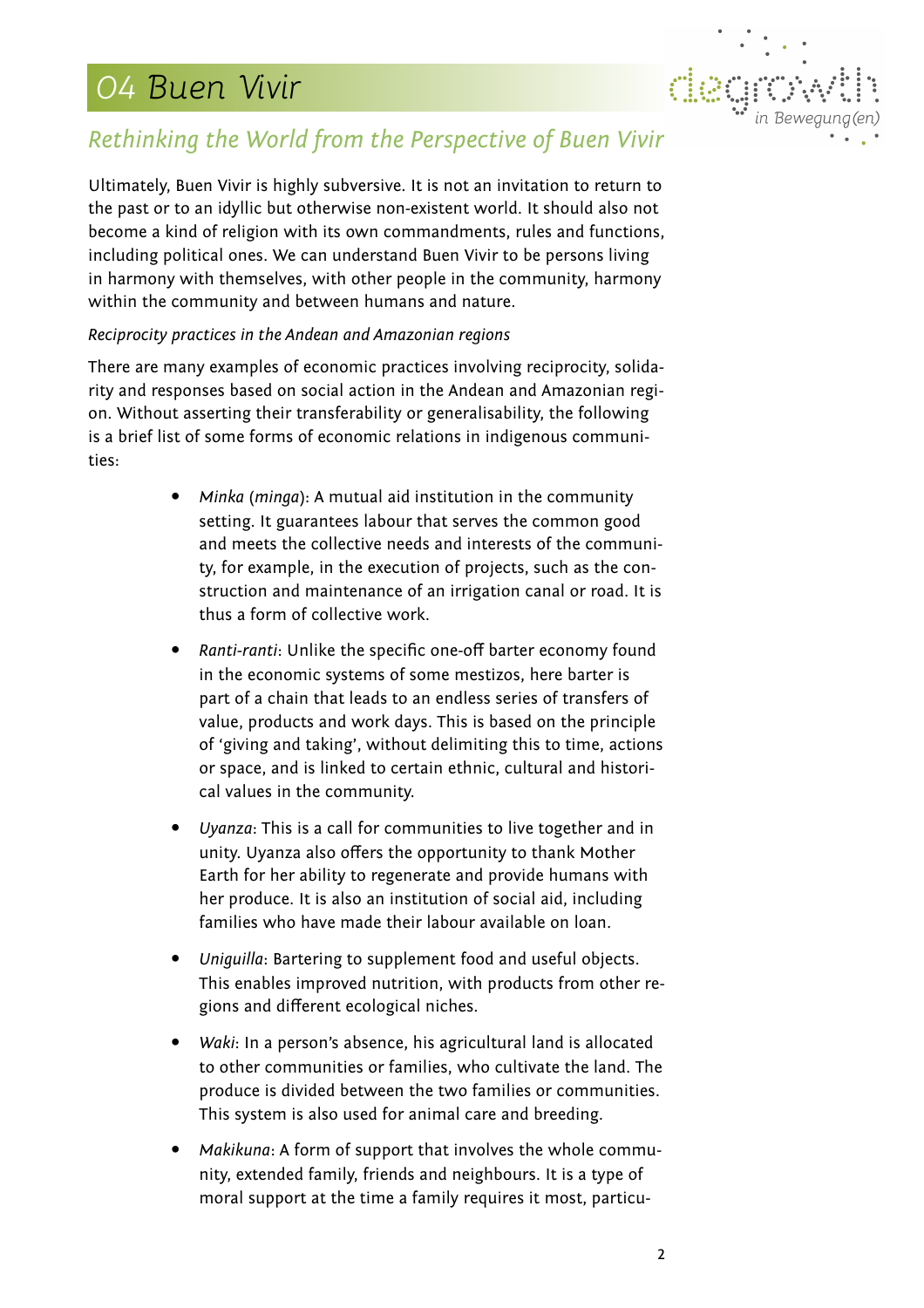## Rethinking the World from the Perspective of Buen Vivir

Ultimately, Buen Vivir is highly subversive. It is not an invitation to return to the past or to an idyllic but otherwise non-existent world. It should also not become a kind of religion with its own commandments, rules and functions, including political ones. We can understand Buen Vivir to be persons living in harmony with themselves, with other people in the community, harmony within the community and between humans and nature.

*Reciprocity practices in the Andean and Amazonian regions*

There are many examples of economic practices involving reciprocity, solidarity and responses based on social action in the Andean and Amazonian region. Without asserting their transferability or generalisability, the following is a brief list of some forms of economic relations in indigenous communities:

- *Minka* (*minga*): A mutual aid institution in the community setting. It guarantees labour that serves the common good and meets the collective needs and interests of the community, for example, in the execution of projects, such as the construction and maintenance of an irrigation canal or road. It is thus a form of collective work.
- *Ranti-ranti*: Unlike the specific one-off barter economy found in the economic systems of some mestizos, here barter is part of a chain that leads to an endless series of transfers of value, products and work days. This is based on the principle of 'giving and taking', without delimiting this to time, actions or space, and is linked to certain ethnic, cultural and historical values in the community.
- *Uyanza*: This is a call for communities to live together and in unity. Uyanza also offers the opportunity to thank Mother Earth for her ability to regenerate and provide humans with her produce. It is also an institution of social aid, including families who have made their labour available on loan.
- *Uniguilla*: Bartering to supplement food and useful objects. This enables improved nutrition, with products from other regions and different ecological niches.
- *Waki*: In a person's absence, his agricultural land is allocated to other communities or families, who cultivate the land. The produce is divided between the two families or communities. This system is also used for animal care and breeding.
- *Makikuna*: A form of support that involves the whole community, extended family, friends and neighbours. It is a type of moral support at the time a family requires it most, particu-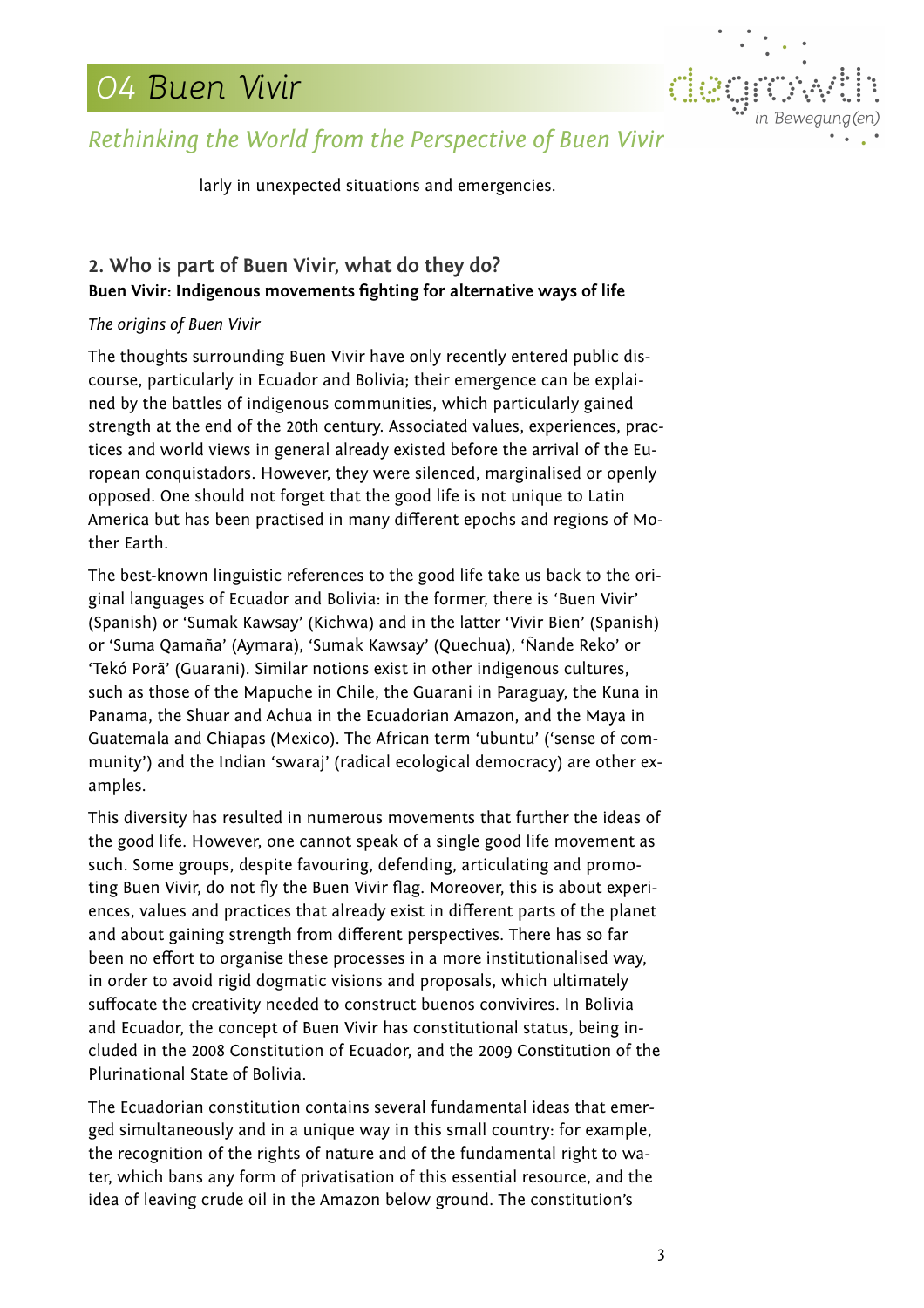larly in unexpected situations and emergencies.

## 2. Who is part of Buen Vivir, what do they do?

**Buen Vivir: Indigenous movements fighting for alternative ways of life**

*The origins of Buen Vivir*

The thoughts surrounding Buen Vivir have only recently entered public discourse, particularly in Ecuador and Bolivia; their emergence can be explained by the battles of indigenous communities, which particularly gained strength at the end of the 20th century. Associated values, experiences, practices and world views in general already existed before the arrival of the European conquistadors. However, they were silenced, marginalised or openly opposed. One should not forget that the good life is not unique to Latin America but has been practised in many different epochs and regions of Mother Earth.

The best-known linguistic references to the good life take us back to the original languages of Ecuador and Bolivia: in the former, there is 'Buen Vivir' (Spanish) or 'Sumak Kawsay' (Kichwa) and in the latter 'Vivir Bien' (Spanish) or 'Suma Qamaña' (Aymara), 'Sumak Kawsay' (Quechua), 'Ñande Reko' or 'Tekó Porã' (Guarani). Similar notions exist in other indigenous cultures, such as those of the Mapuche in Chile, the Guarani in Paraguay, the Kuna in Panama, the Shuar and Achua in the Ecuadorian Amazon, and the Maya in Guatemala and Chiapas (Mexico). The African term 'ubuntu' ('sense of community') and the Indian 'swaraj' (radical ecological democracy) are other examples.

This diversity has resulted in numerous movements that further the ideas of the good life. However, one cannot speak of a single good life movement as such. Some groups, despite favouring, defending, articulating and promoting Buen Vivir, do not fly the Buen Vivir flag. Moreover, this is about experiences, values and practices that already exist in different parts of the planet and about gaining strength from different perspectives. There has so far been no effort to organise these processes in a more institutionalised way, in order to avoid rigid dogmatic visions and proposals, which ultimately suffocate the creativity needed to construct buenos convivires. In Bolivia and Ecuador, the concept of Buen Vivir has constitutional status, being included in the 2008 Constitution of Ecuador, and the 2009 Constitution of the Plurinational State of Bolivia.

The Ecuadorian constitution contains several fundamental ideas that emerged simultaneously and in a unique way in this small country: for example, the recognition of the rights of nature and of the fundamental right to water, which bans any form of privatisation of this essential resource, and the idea of leaving crude oil in the Amazon below ground. The constitution's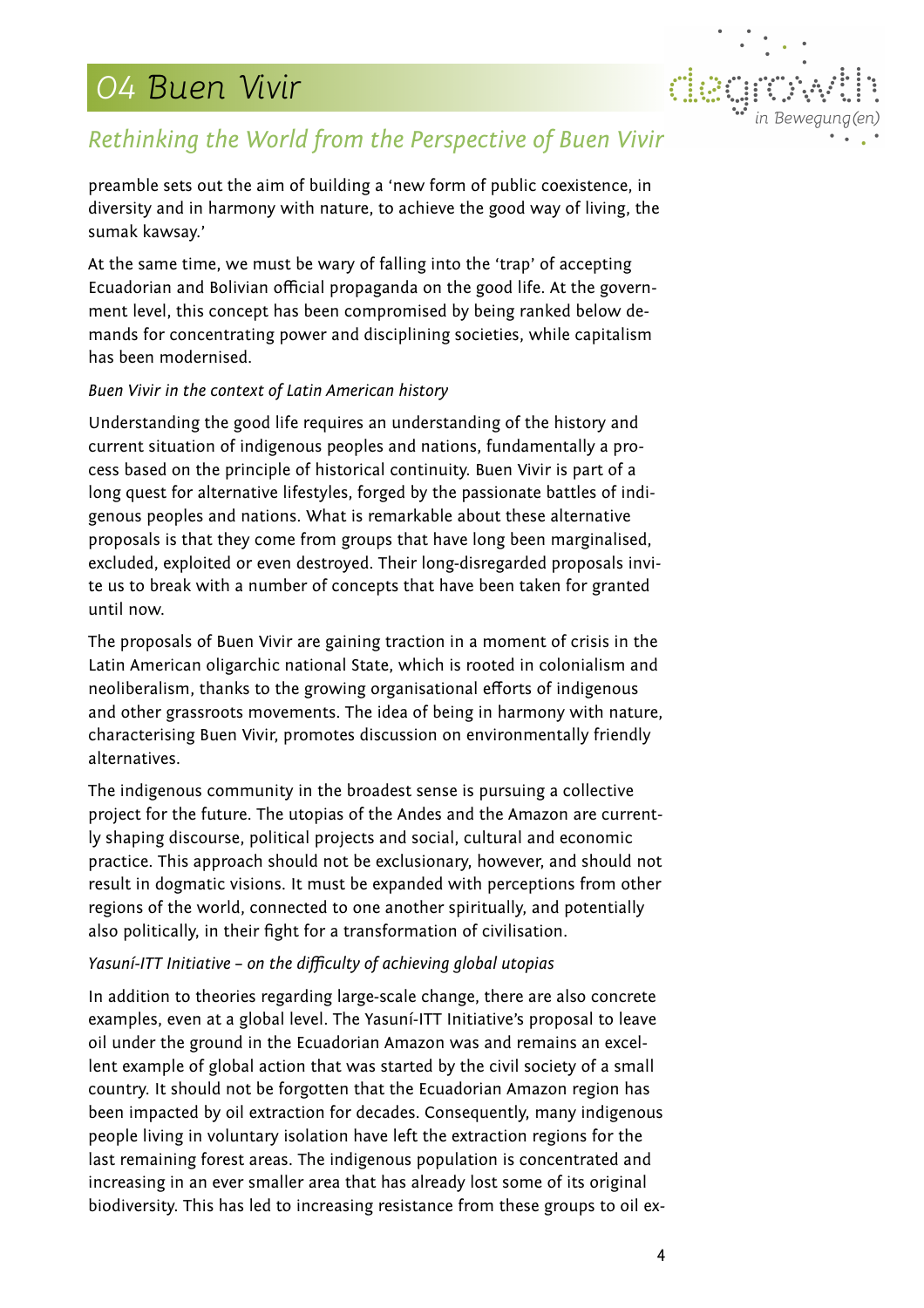preamble sets out the aim of building a 'new form of public coexistence, in diversity and in harmony with nature, to achieve the good way of living, the sumak kawsay.'

At the same time, we must be wary of falling into the 'trap' of accepting Ecuadorian and Bolivian official propaganda on the good life. At the government level, this concept has been compromised by being ranked below demands for concentrating power and disciplining societies, while capitalism has been modernised.

*Buen Vivir in the context of Latin American history*

Understanding the good life requires an understanding of the history and current situation of indigenous peoples and nations, fundamentally a process based on the principle of historical continuity. Buen Vivir is part of a long quest for alternative lifestyles, forged by the passionate battles of indigenous peoples and nations. What is remarkable about these alternative proposals is that they come from groups that have long been marginalised, excluded, exploited or even destroyed. Their long-disregarded proposals invite us to break with a number of concepts that have been taken for granted until now.

The proposals of Buen Vivir are gaining traction in a moment of crisis in the Latin American oligarchic national State, which is rooted in colonialism and neoliberalism, thanks to the growing organisational efforts of indigenous and other grassroots movements. The idea of being in harmony with nature, characterising Buen Vivir, promotes discussion on environmentally friendly alternatives.

The indigenous community in the broadest sense is pursuing a collective project for the future. The utopias of the Andes and the Amazon are currently shaping discourse, political projects and social, cultural and economic practice. This approach should not be exclusionary, however, and should not result in dogmatic visions. It must be expanded with perceptions from other regions of the world, connected to one another spiritually, and potentially also politically, in their fight for a transformation of civilisation.

*Yasuní-ITT Initiative – on the difficulty of achieving global utopias*

In addition to theories regarding large-scale change, there are also concrete examples, even at a global level. The Yasuní-ITT Initiative's proposal to leave oil under the ground in the Ecuadorian Amazon was and remains an excellent example of global action that was started by the civil society of a small country. It should not be forgotten that the Ecuadorian Amazon region has been impacted by oil extraction for decades. Consequently, many indigenous people living in voluntary isolation have left the extraction regions for the last remaining forest areas. The indigenous population is concentrated and increasing in an ever smaller area that has already lost some of its original biodiversity. This has led to increasing resistance from these groups to oil ex-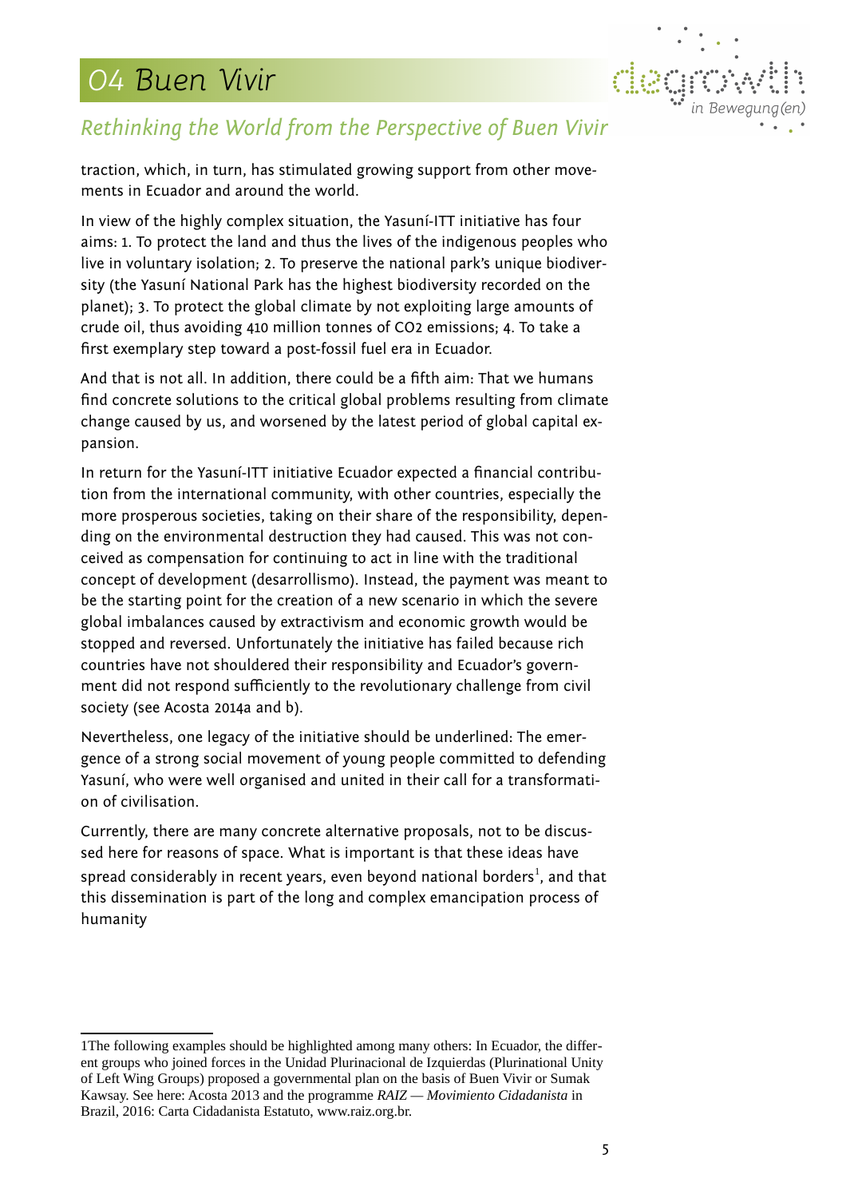traction, which, in turn, has stimulated growing support from other movements in Ecuador and around the world.

In view of the highly complex situation, the Yasuní-ITT initiative has four aims: 1. To protect the land and thus the lives of the indigenous peoples who live in voluntary isolation; 2. To preserve the national park's unique biodiversity (the Yasuní National Park has the highest biodiversity recorded on the planet); 3. To protect the global climate by not exploiting large amounts of crude oil, thus avoiding 410 million tonnes of $CO_2$ emissions; 4. To take a first exemplary step toward a post-fossil fuel era in Ecuador.

And that is not all. In addition, there could be a fifth aim: That we humans find concrete solutions to the critical global problems resulting from climate change caused by us, and worsened by the latest period of global capital expansion.

In return for the Yasuní-ITT initiative Ecuador expected a financial contribution from the international community, with other countries, especially the more prosperous societies, taking on their share of the responsibility, depending on the environmental destruction they had caused. This was not conceived as compensation for continuing to act in line with the traditional concept of development (desarrollismo). Instead, the payment was meant to be the starting point for the creation of a new scenario in which the severe global imbalances caused by extractivism and economic growth would be stopped and reversed. Unfortunately the initiative has failed because rich countries have not shouldered their responsibility and Ecuador's government did not respond sufficiently to the revolutionary challenge from civil society (see Acosta 2014a and b).

Nevertheless, one legacy of the initiative should be underlined: The emergence of a strong social movement of young people committed to defending Yasuní, who were well organised and united in their call for a transformation of civilisation.

Currently, there are many concrete alternative proposals, not to be discussed here for reasons of space. What is important is that these ideas have spread considerably in recent years, even beyond national borders[1], and that this dissemination is part of the long and complex emancipation process of humanity

---

1The following examples should be highlighted among many others: In Ecuador, the different groups who joined forces in the Unidad Plurinacional de Izquierdas (Plurinational Unity of Left Wing Groups) proposed a governmental plan on the basis of Buen Vivir or Sumak Kawsay. See here: Acosta 2013 and the programme *RAIZ — Movimiento Cidadanista* in Brazil, 2016: Carta Cidadanista Estatuto, www.raiz.org.br.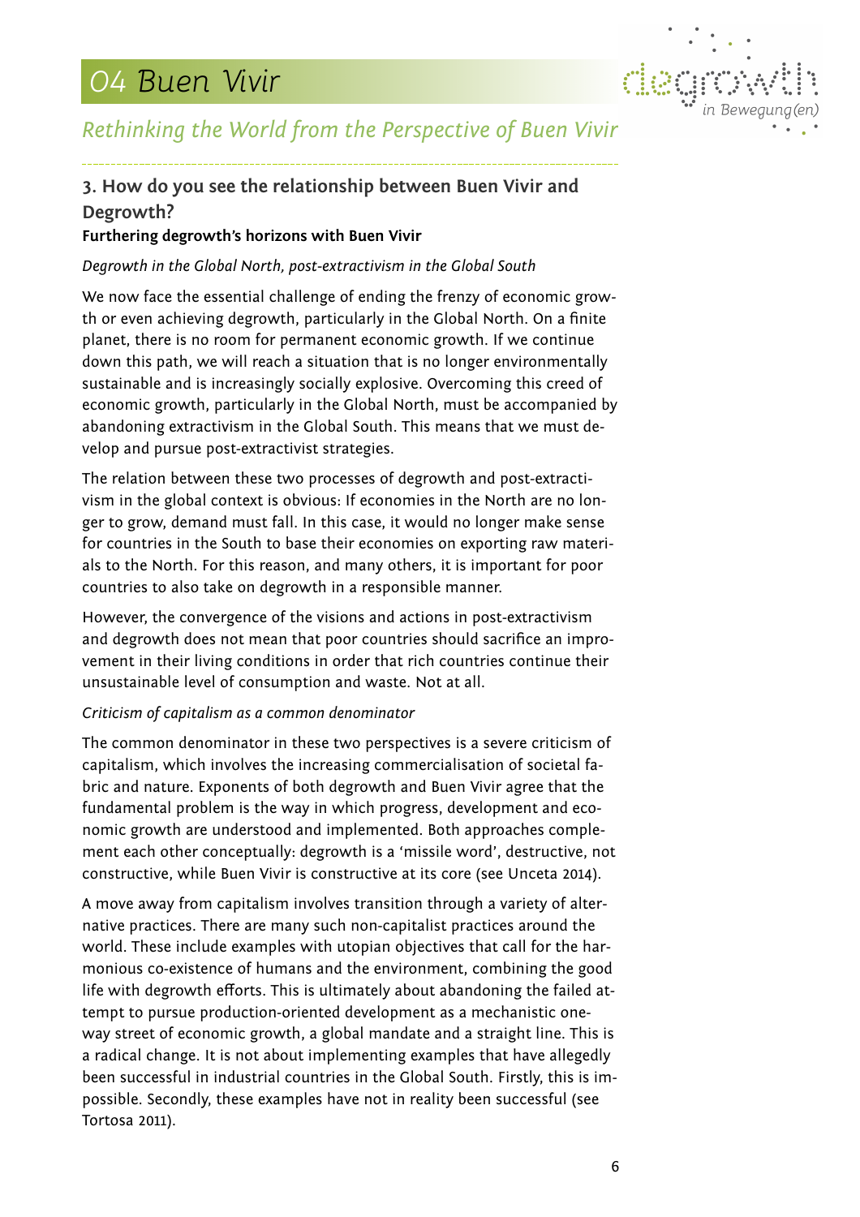### 3. How do you see the relationship between Buen Vivir and Degrowth?

**Furthering degrowth's horizons with Buen Vivir**

*Degrowth in the Global North, post-extractivism in the Global South*

We now face the essential challenge of ending the frenzy of economic growth or even achieving degrowth, particularly in the Global North. On a finite planet, there is no room for permanent economic growth. If we continue down this path, we will reach a situation that is no longer environmentally sustainable and is increasingly socially explosive. Overcoming this creed of economic growth, particularly in the Global North, must be accompanied by abandoning extractivism in the Global South. This means that we must develop and pursue post-extractivist strategies.

The relation between these two processes of degrowth and post-extractivism in the global context is obvious: If economies in the North are no longer to grow, demand must fall. In this case, it would no longer make sense for countries in the South to base their economies on exporting raw materials to the North. For this reason, and many others, it is important for poor countries to also take on degrowth in a responsible manner.

However, the convergence of the visions and actions in post-extractivism and degrowth does not mean that poor countries should sacrifice an improvement in their living conditions in order that rich countries continue their unsustainable level of consumption and waste. Not at all.

*Criticism of capitalism as a common denominator*

The common denominator in these two perspectives is a severe criticism of capitalism, which involves the increasing commercialisation of societal fabric and nature. Exponents of both degrowth and Buen Vivir agree that the fundamental problem is the way in which progress, development and economic growth are understood and implemented. Both approaches complement each other conceptually: degrowth is a 'missile word', destructive, not constructive, while Buen Vivir is constructive at its core (see Unceta 2014).

A move away from capitalism involves transition through a variety of alternative practices. There are many such non-capitalist practices around the world. These include examples with utopian objectives that call for the harmonious co-existence of humans and the environment, combining the good life with degrowth efforts. This is ultimately about abandoning the failed attempt to pursue production-oriented development as a mechanistic one-way street of economic growth, a global mandate and a straight line. This is a radical change. It is not about implementing examples that have allegedly been successful in industrial countries in the Global South. Firstly, this is impossible. Secondly, these examples have not in reality been successful (see Tortosa 2011).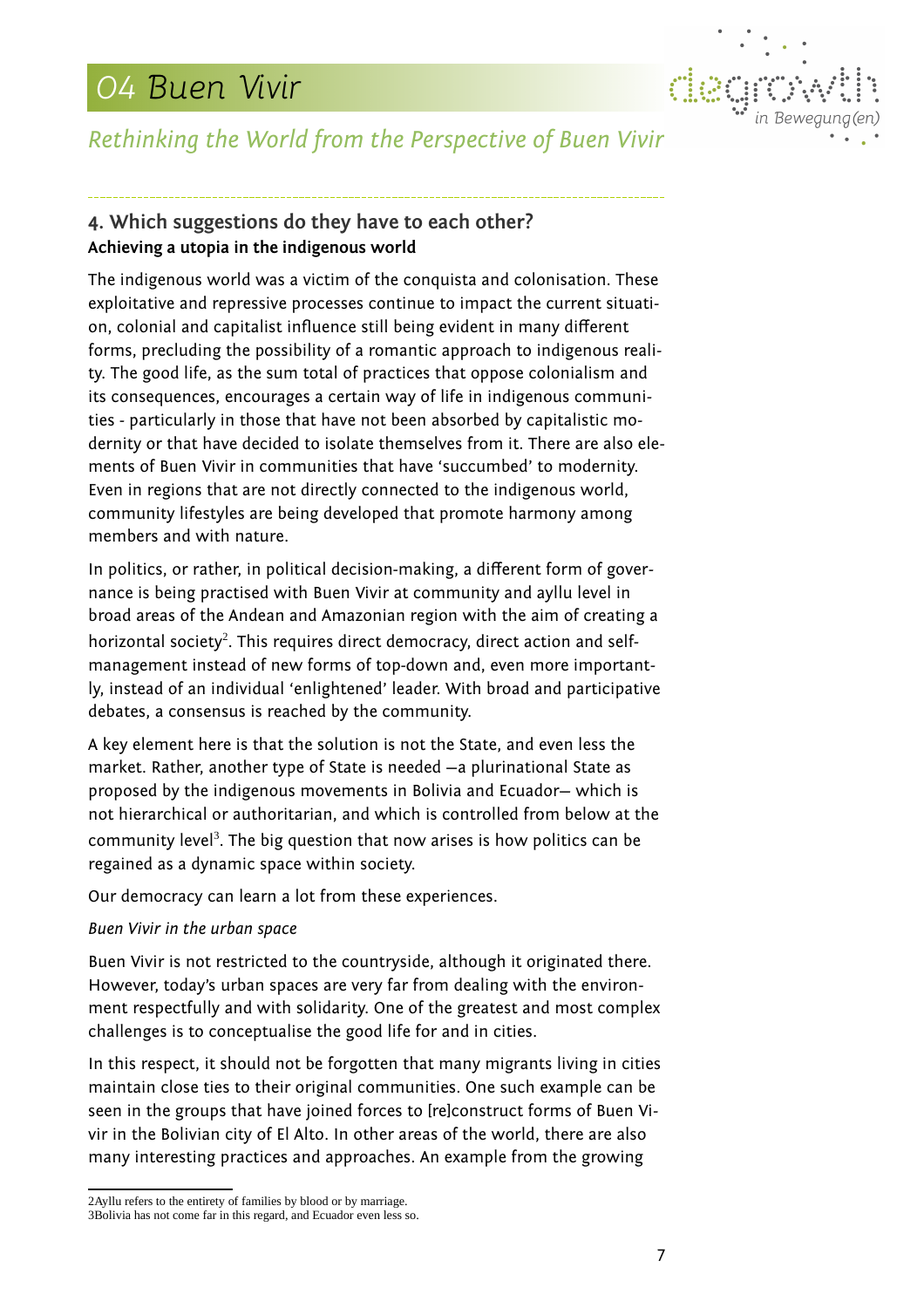## 4. Which suggestions do they have to each other?

**Achieving a utopia in the indigenous world**

The indigenous world was a victim of the conquista and colonisation. These exploitative and repressive processes continue to impact the current situation, colonial and capitalist influence still being evident in many different forms, precluding the possibility of a romantic approach to indigenous reality. The good life, as the sum total of practices that oppose colonialism and its consequences, encourages a certain way of life in indigenous communities - particularly in those that have not been absorbed by capitalistic modernity or that have decided to isolate themselves from it. There are also elements of Buen Vivir in communities that have 'succumbed' to modernity. Even in regions that are not directly connected to the indigenous world, community lifestyles are being developed that promote harmony among members and with nature.

In politics, or rather, in political decision-making, a different form of governance is being practised with Buen Vivir at community and ayllu level in broad areas of the Andean and Amazonian region with the aim of creating a horizontal society[2]. This requires direct democracy, direct action and self-management instead of new forms of top-down and, even more importantly, instead of an individual 'enlightened' leader. With broad and participative debates, a consensus is reached by the community.

A key element here is that the solution is not the State, and even less the market. Rather, another type of State is needed —a plurinational State as proposed by the indigenous movements in Bolivia and Ecuador— which is not hierarchical or authoritarian, and which is controlled from below at the community level[3]. The big question that now arises is how politics can be regained as a dynamic space within society.

Our democracy can learn a lot from these experiences.

*Buen Vivir in the urban space*

Buen Vivir is not restricted to the countryside, although it originated there. However, today's urban spaces are very far from dealing with the environment respectfully and with solidarity. One of the greatest and most complex challenges is to conceptualise the good life for and in cities.

In this respect, it should not be forgotten that many migrants living in cities maintain close ties to their original communities. One such example can be seen in the groups that have joined forces to [re]construct forms of Buen Vivir in the Bolivian city of El Alto. In other areas of the world, there are also many interesting practices and approaches. An example from the growing

---

2Ayllu refers to the entirety of families by blood or by marriage.

3Bolivia has not come far in this regard, and Ecuador even less so.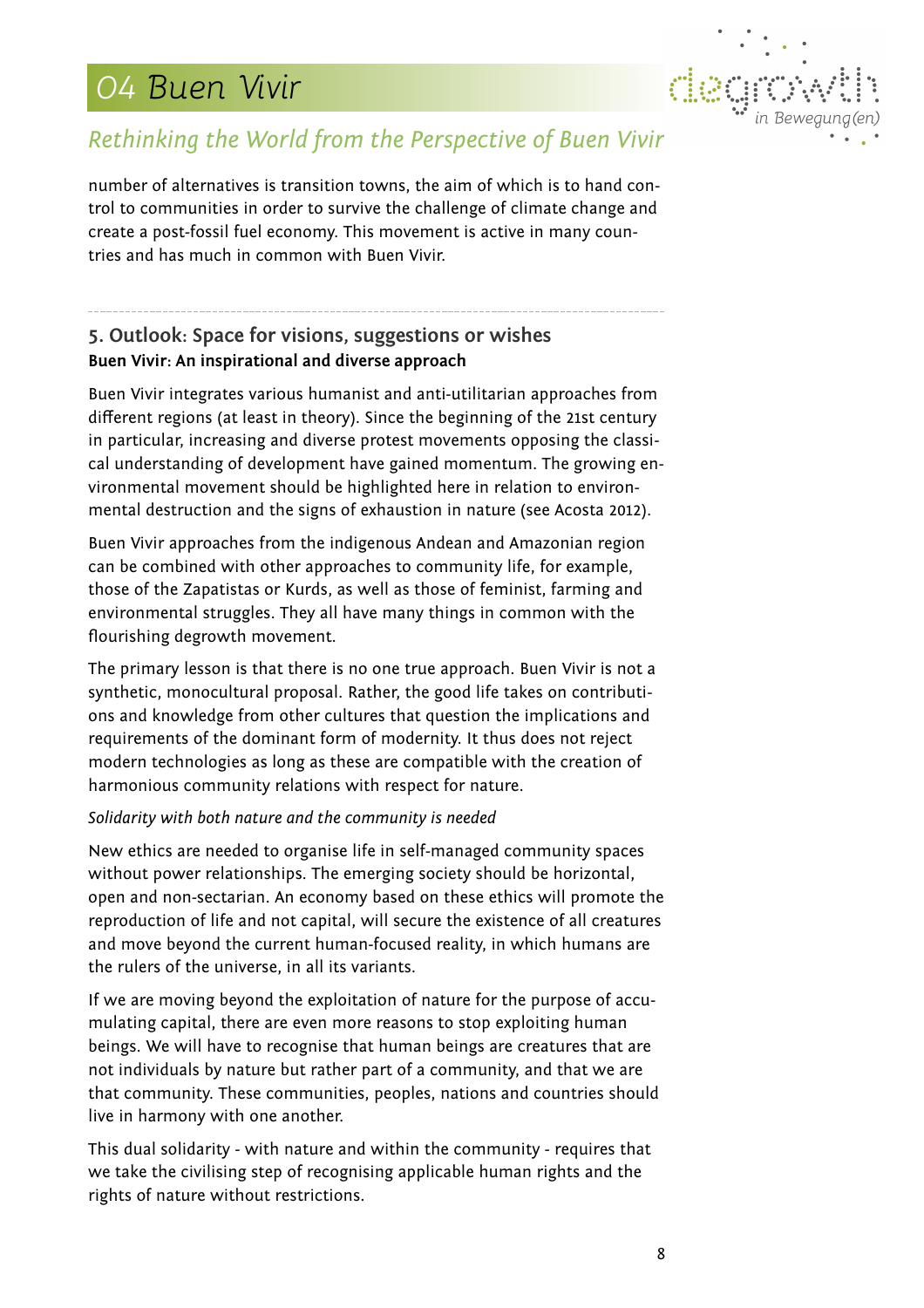number of alternatives is transition towns, the aim of which is to hand control to communities in order to survive the challenge of climate change and create a post-fossil fuel economy. This movement is active in many countries and has much in common with Buen Vivir.

## 5. Outlook: Space for visions, suggestions or wishes

### Buen Vivir: An inspirational and diverse approach

Buen Vivir integrates various humanist and anti-utilitarian approaches from different regions (at least in theory). Since the beginning of the 21st century in particular, increasing and diverse protest movements opposing the classical understanding of development have gained momentum. The growing environmental movement should be highlighted here in relation to environmental destruction and the signs of exhaustion in nature (see Acosta 2012).

Buen Vivir approaches from the indigenous Andean and Amazonian region can be combined with other approaches to community life, for example, those of the Zapatistas or Kurds, as well as those of feminist, farming and environmental struggles. They all have many things in common with the flourishing degrowth movement.

The primary lesson is that there is no one true approach. Buen Vivir is not a synthetic, monocultural proposal. Rather, the good life takes on contributions and knowledge from other cultures that question the implications and requirements of the dominant form of modernity. It thus does not reject modern technologies as long as these are compatible with the creation of harmonious community relations with respect for nature.

*Solidarity with both nature and the community is needed*

New ethics are needed to organise life in self-managed community spaces without power relationships. The emerging society should be horizontal, open and non-sectarian. An economy based on these ethics will promote the reproduction of life and not capital, will secure the existence of all creatures and move beyond the current human-focused reality, in which humans are the rulers of the universe, in all its variants.

If we are moving beyond the exploitation of nature for the purpose of accumulating capital, there are even more reasons to stop exploiting human beings. We will have to recognise that human beings are creatures that are not individuals by nature but rather part of a community, and that we are that community. These communities, peoples, nations and countries should live in harmony with one another.

This dual solidarity - with nature and within the community - requires that we take the civilising step of recognising applicable human rights and the rights of nature without restrictions.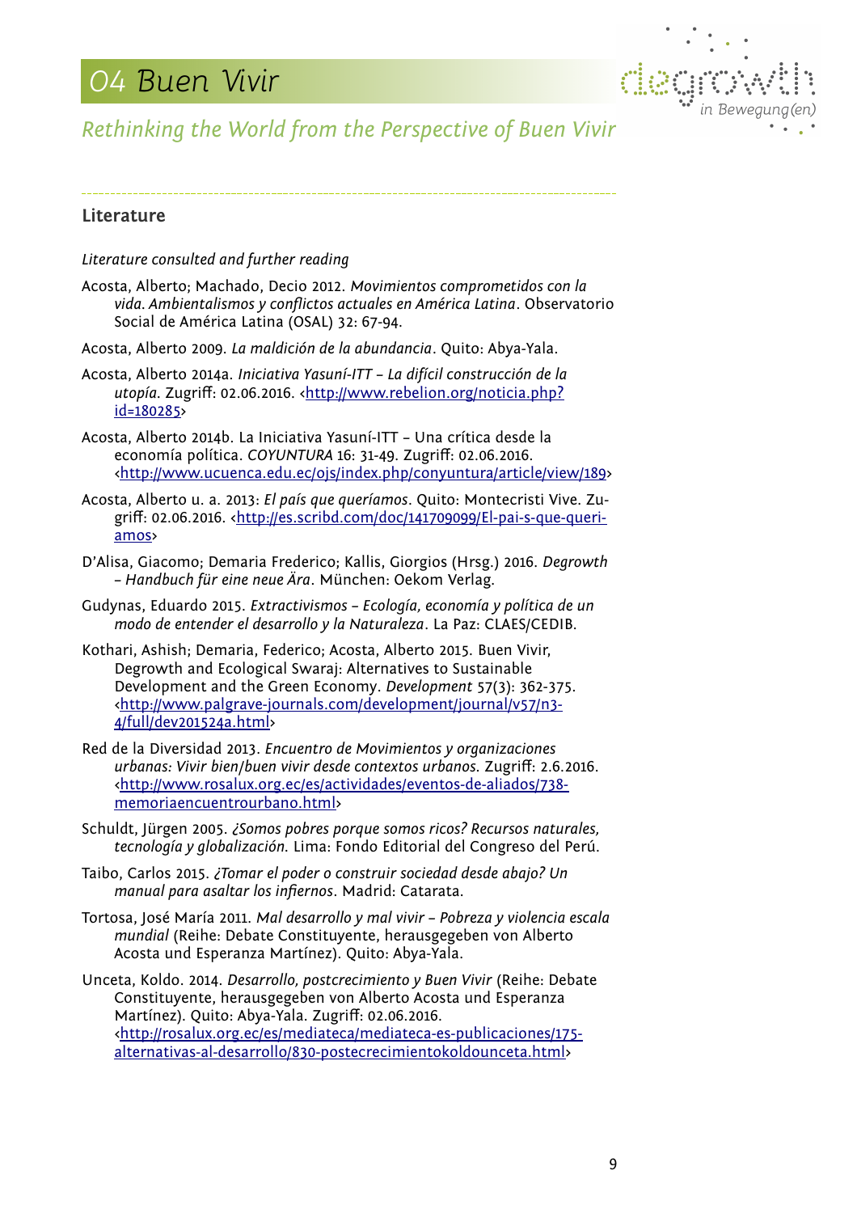## Literature

*Literature consulted and further reading*

Acosta, Alberto; Machado, Decio 2012. *Movimientos comprometidos con la vida. Ambientalismos y conflictos actuales en América Latina*. Observatorio Social de América Latina (OSAL) 32: 67-94.

Acosta, Alberto 2009. *La maldición de la abundancia*. Quito: Abya-Yala.

Acosta, Alberto 2014a. *Iniciativa Yasuní-ITT – La difícil construcción de la utopía*. Zugriff: 02.06.2016. <http://www.rebelion.org/noticia.php?id=180285>

Acosta, Alberto 2014b. La Iniciativa Yasuní-ITT – Una crítica desde la economía política. *COYUNTURA* 16: 31-49. Zugriff: 02.06.2016. <http://www.ucuenca.edu.ec/ojs/index.php/conyuntura/article/view/189>

Acosta, Alberto u. a. 2013: *El país que queríamos*. Quito: Montecristi Vive. Zugriff: 02.06.2016. <http://es.scribd.com/doc/141709099/El-pai-s-que-queri-amos>

D'Alisa, Giacomo; Demaria Frederico; Kallis, Giorgios (Hrsg.) 2016. *Degrowth – Handbuch für eine neue Ära*. München: Oekom Verlag.

Gudynas, Eduardo 2015. *Extractivismos – Ecología, economía y política de un modo de entender el desarrollo y la Naturaleza*. La Paz: CLAES/CEDIB.

Kothari, Ashish; Demaria, Federico; Acosta, Alberto 2015. Buen Vivir, Degrowth and Ecological Swaraj: Alternatives to Sustainable Development and the Green Economy. *Development* 57(3): 362-375. <http://www.palgrave-journals.com/development/journal/v57/n3-4/full/dev201524a.html>

Red de la Diversidad 2013. *Encuentro de Movimientos y organizaciones urbanas: Vivir bien/buen vivir desde contextos urbanos*. Zugriff: 2.6.2016. <http://www.rosalux.org.ec/es/actividades/eventos-de-aliados/738-memoriaencuentrourbano.html>

Schuldt, Jürgen 2005. *¿Somos pobres porque somos ricos? Recursos naturales, tecnología y globalización*. Lima: Fondo Editorial del Congreso del Perú.

Taibo, Carlos 2015. *¿Tomar el poder o construir sociedad desde abajo? Un manual para asaltar los infiernos*. Madrid: Catarata.

Tortosa, José María 2011. *Mal desarrollo y mal vivir – Pobreza y violencia escala mundial* (Reihe: Debate Constituyente, herausgegeben von Alberto Acosta und Esperanza Martínez). Quito: Abya-Yala.

Unceta, Koldo. 2014. *Desarrollo, postcrecimiento y Buen Vivir* (Reihe: Debate Constituyente, herausgegeben von Alberto Acosta und Esperanza Martínez). Quito: Abya-Yala. Zugriff: 02.06.2016. <http://rosalux.org.ec/es/mediateca/mediateca-es-publicaciones/175-alternativas-al-desarrollo/830-postecrecimientokoldounceta.html>